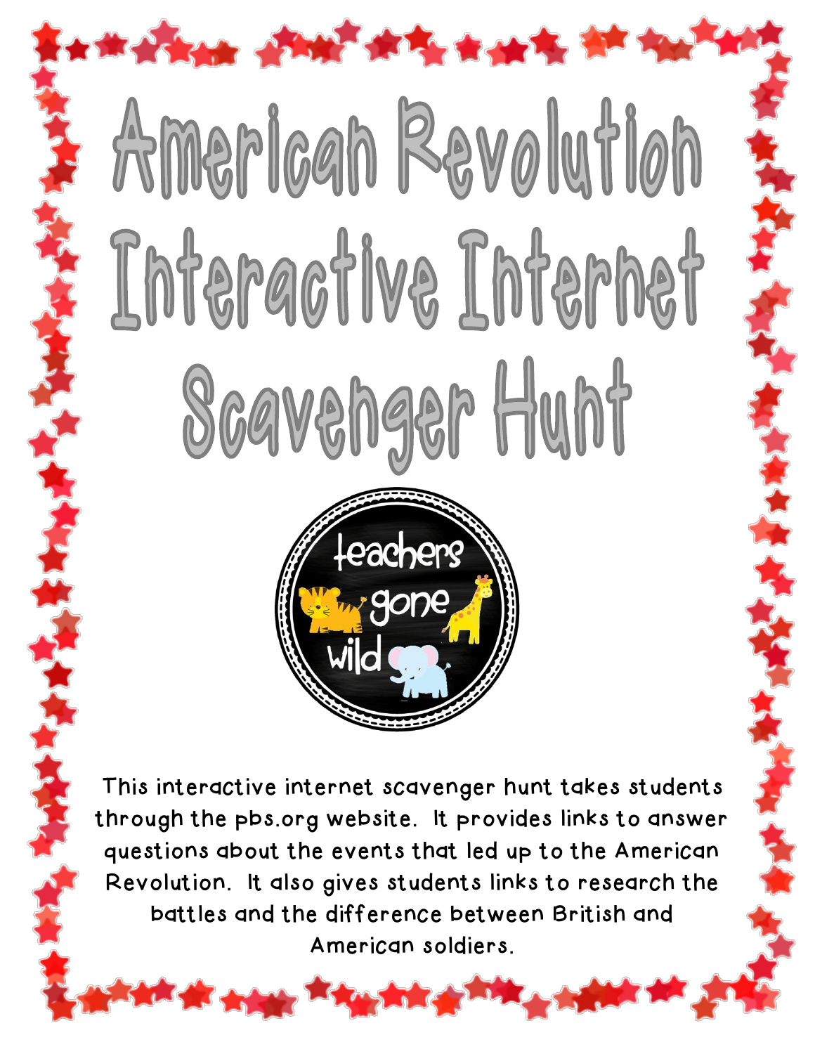# American Revolution Interactive Internet Scavenger Hunt

teachers gone wild

This interactive internet scavenger hunt takes students through the pbs.org website. It provides links to answer questions about the events that led up to the American Revolution. It also gives students links to research the battles and the difference between British and American soldiers.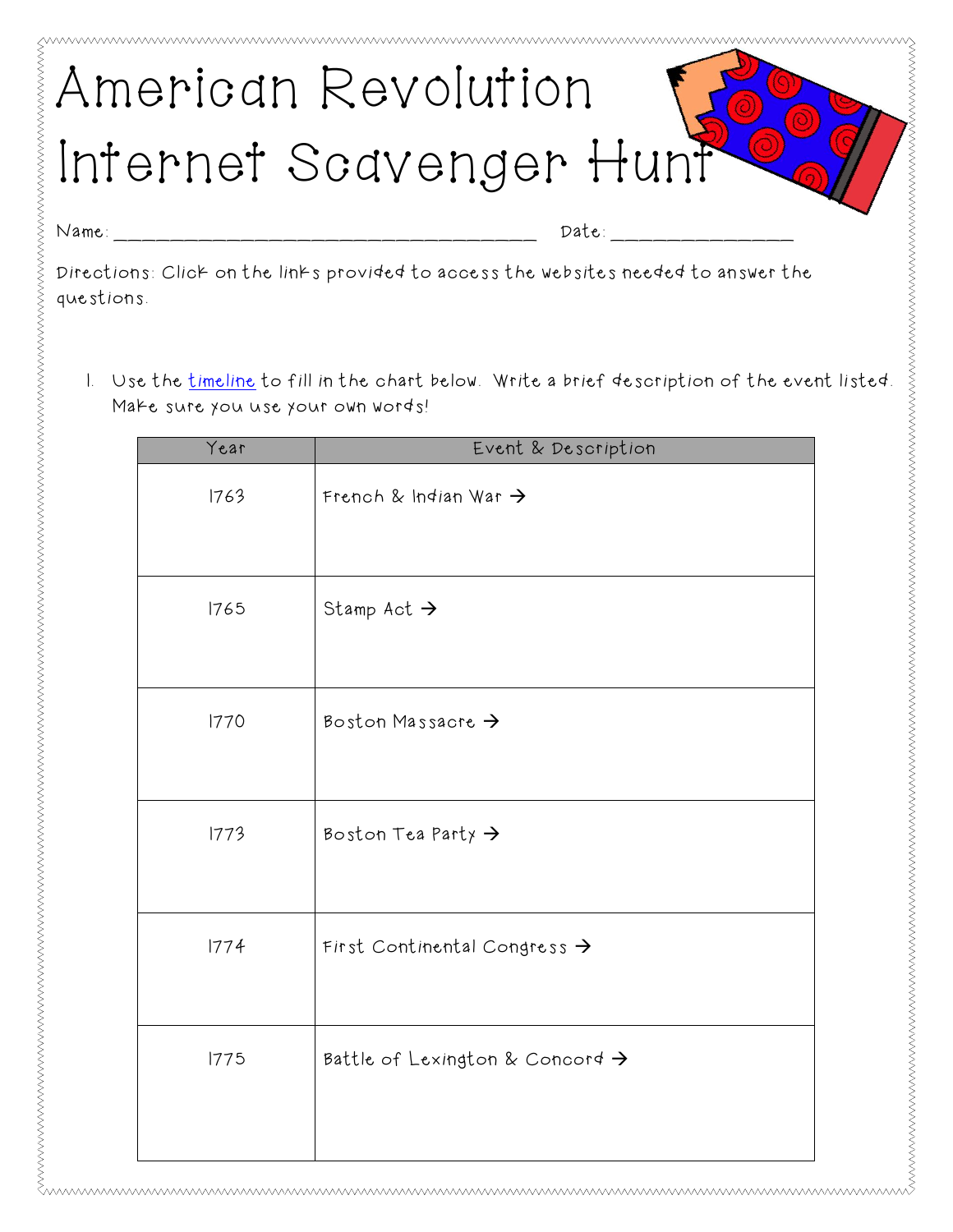# American Revolution Internet Scavenger Hunt

Name: ______________________________________ Date: ________________

Directions: Click on the links provided to access the websites needed to answer the questions.

1. Use the timeline to fill in the chart below. Write a brief description of the event listed. Make sure you use your own words!

| Year | Event & Description |
|---|---|
| 1763 | French & Indian War → |
| 1765 | Stamp Act → |
| 1770 | Boston Massacre → |
| 1773 | Boston Tea Party → |
| 1774 | First Continental Congress → |
| 1775 | Battle of Lexington & Concord → |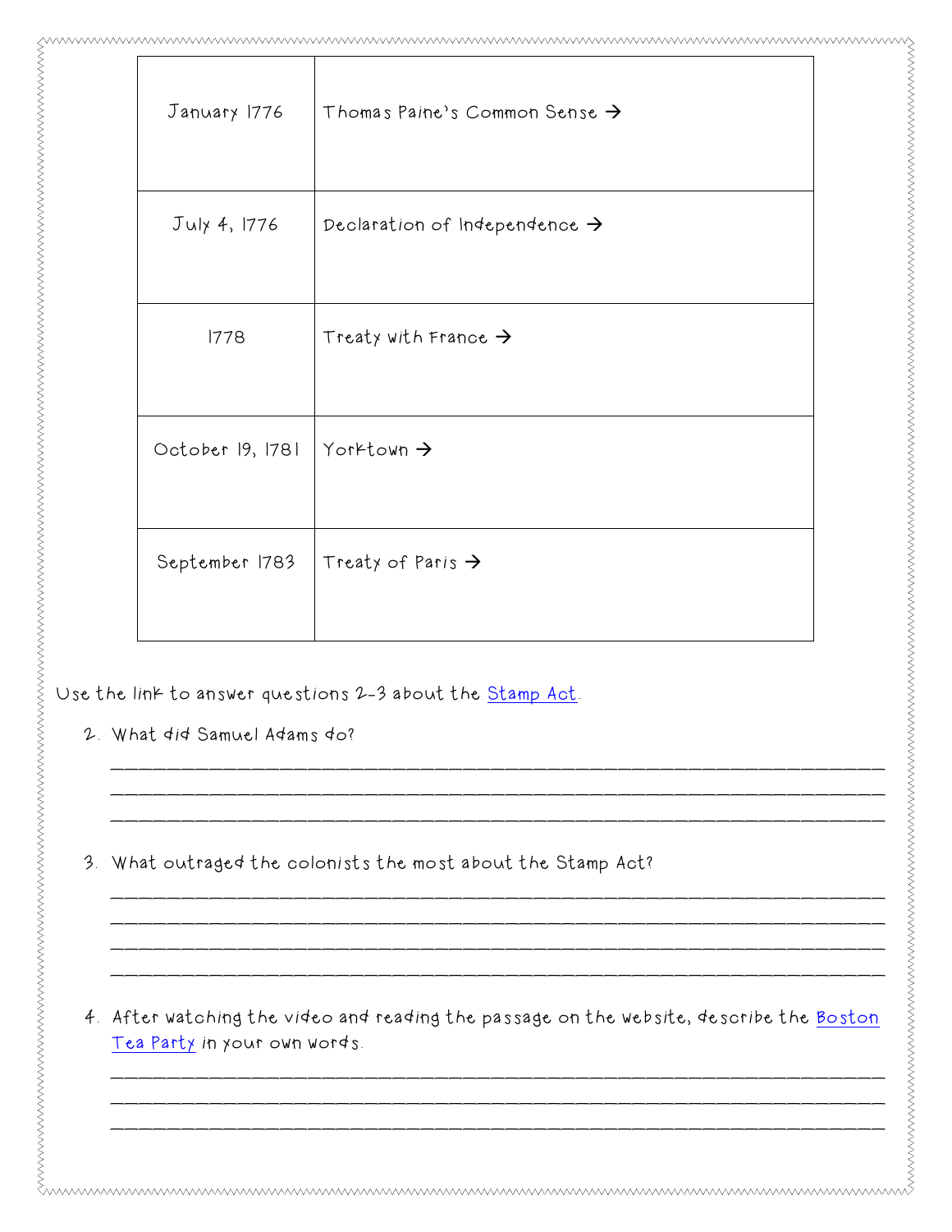| | |
|---|---|
| January 1776 | Thomas Paine's Common Sense → |
| July 4, 1776 | Declaration of Independence → |
| 1778 | Treaty with France → |
| October 19, 1781 | Yorktown → |
| September 1783 | Treaty of Paris → |

Use the link to answer questions 2-3 about the Stamp Act.

2. What did Samuel Adams do?

_______________________________________________________________________________
_______________________________________________________________________________
_______________________________________________________________________________

3. What outraged the colonists the most about the Stamp Act?

_______________________________________________________________________________
_______________________________________________________________________________
_______________________________________________________________________________
_______________________________________________________________________________

4. After watching the video and reading the passage on the website, describe the Boston Tea Party in your own words.

_______________________________________________________________________________
_______________________________________________________________________________
_______________________________________________________________________________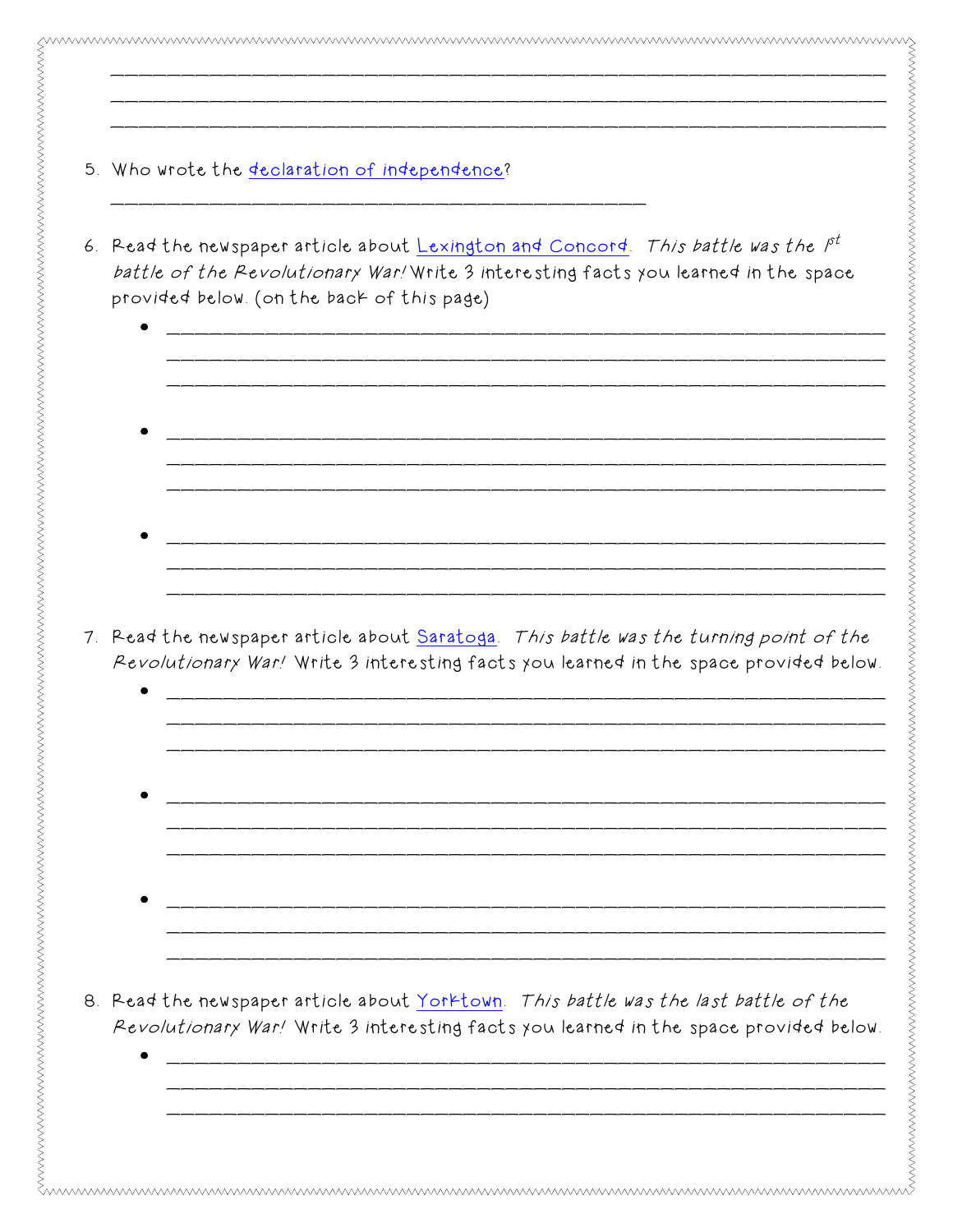________________________________________________________________________
________________________________________________________________________
________________________________________________________________________

5. Who wrote the declaration of independence?

   ____________________________________________

6. Read the newspaper article about Lexington and Concord. *This battle was the 1st battle of the Revolutionary War!* Write 3 interesting facts you learned in the space provided below. (on the back of this page)

   - ____________________________________________________________
     ____________________________________________________________
     ____________________________________________________________
   - ____________________________________________________________
     ____________________________________________________________
     ____________________________________________________________
   - ____________________________________________________________
     ____________________________________________________________
     ____________________________________________________________

7. Read the newspaper article about Saratoga. *This battle was the turning point of the Revolutionary War!* Write 3 interesting facts you learned in the space provided below.

   - ____________________________________________________________
     ____________________________________________________________
     ____________________________________________________________
   - ____________________________________________________________
     ____________________________________________________________
     ____________________________________________________________
   - ____________________________________________________________
     ____________________________________________________________
     ____________________________________________________________

8. Read the newspaper article about Yorktown. *This battle was the last battle of the Revolutionary War!* Write 3 interesting facts you learned in the space provided below.

   - ____________________________________________________________
     ____________________________________________________________
     ____________________________________________________________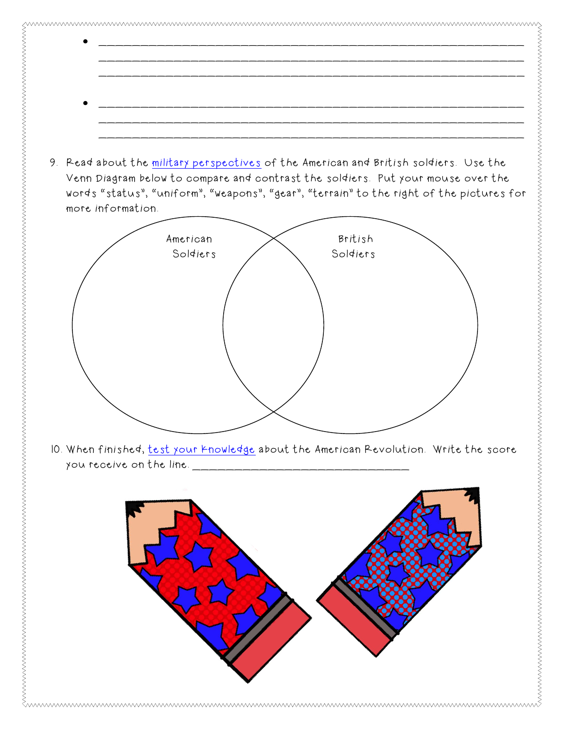- ______________________________________________________________________
  ______________________________________________________________________
  ______________________________________________________________________

- ______________________________________________________________________
  ______________________________________________________________________
  ______________________________________________________________________

9. Read about the military perspectives of the American and British soldiers. Use the Venn Diagram below to compare and contrast the soldiers. Put your mouse over the words "status", "uniform", "weapons", "gear", "terrain" to the right of the pictures for more information.

American Soldiers

British Soldiers

10. When finished, test your knowledge about the American Revolution. Write the score you receive on the line. ______________________________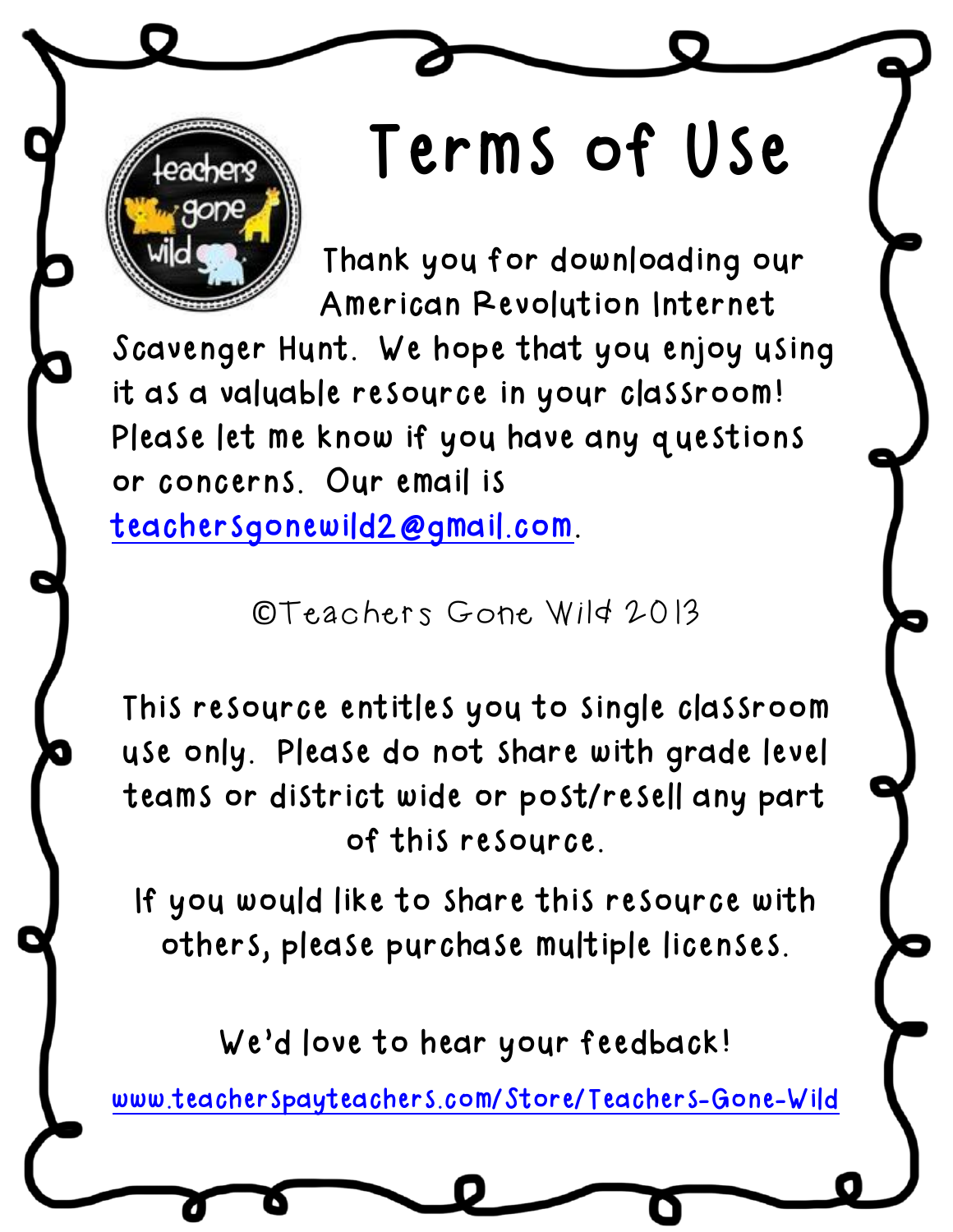# Terms of Use

Thank you for downloading our American Revolution Internet Scavenger Hunt. We hope that you enjoy using it as a valuable resource in your classroom! Please let me know if you have any questions or concerns. Our email is teachersgonewild2@gmail.com.

©Teachers Gone Wild 2013

This resource entitles you to single classroom use only. Please do not share with grade level teams or district wide or post/resell any part of this resource.

If you would like to share this resource with others, please purchase multiple licenses.

We'd love to hear your feedback!

www.teacherspayteachers.com/Store/Teachers-Gone-Wild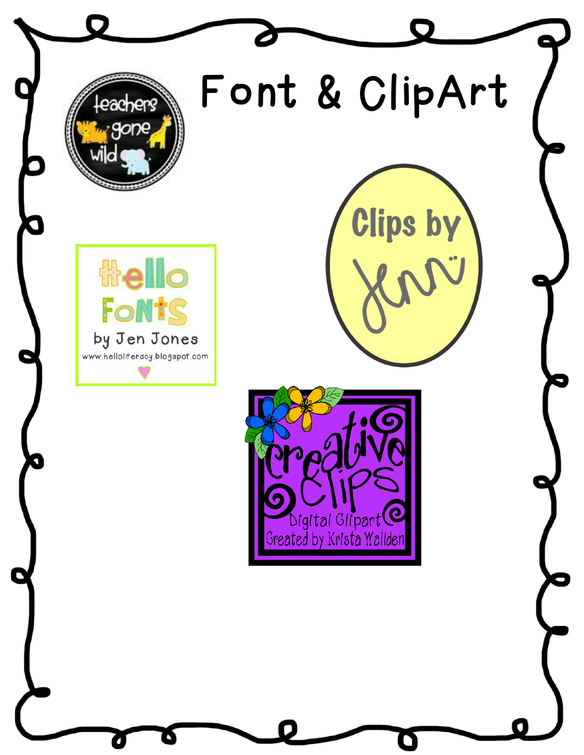# Font & ClipArt

teachers gone wild

Clips by Jen

Hello Fonts by Jen Jones
www.helloliteracy.blogspot.com

creative clips
Digital Clipart
Created by Krista Wallden